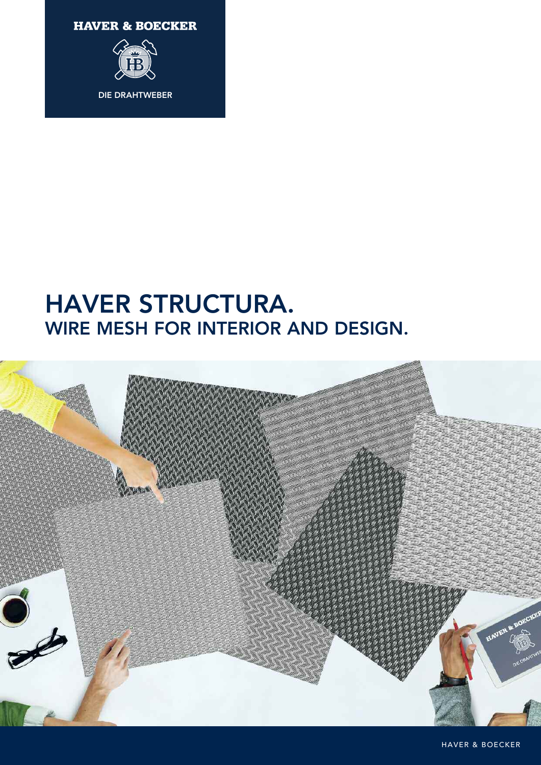HAVER & BOECKER

DIE DRAHTWEBER

# HAVER STRUCTURA.
## WIRE MESH FOR INTERIOR AND DESIGN.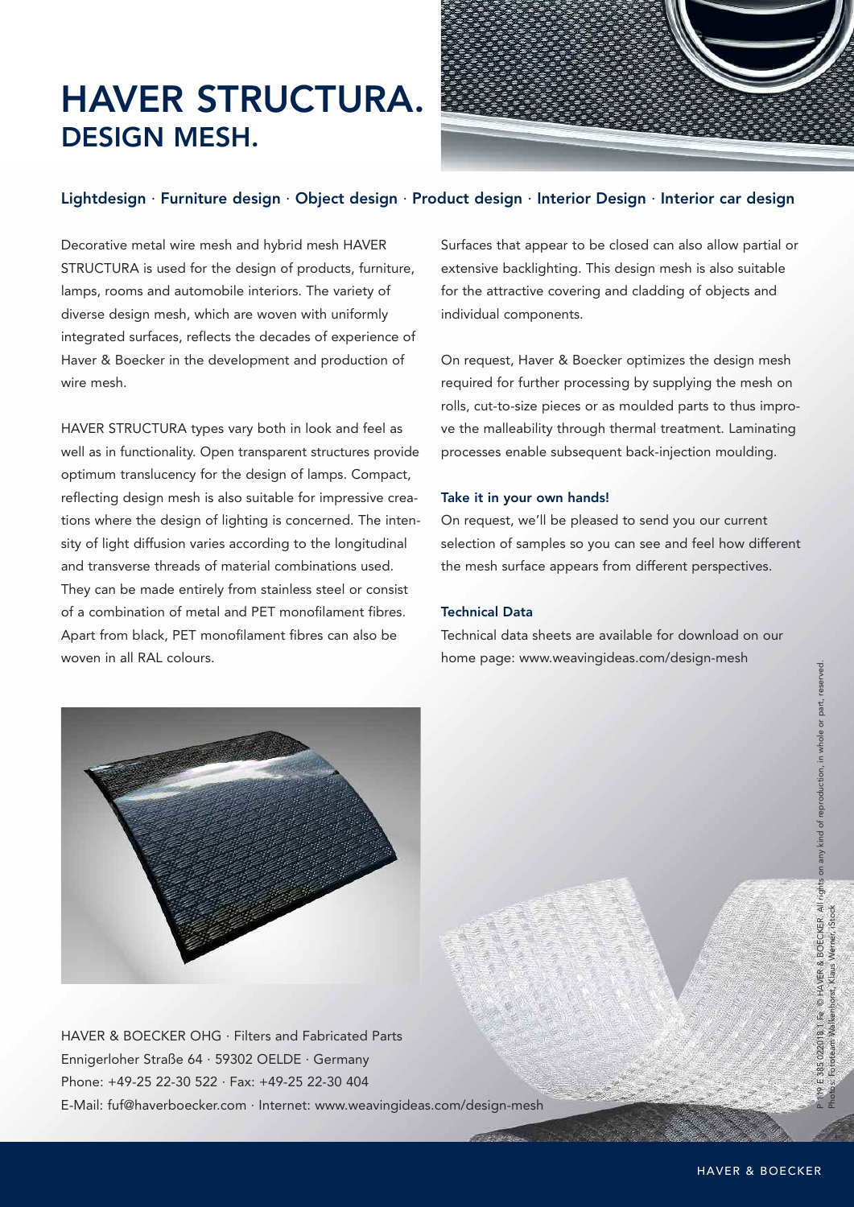# HAVER STRUCTURA.
## DESIGN MESH.

**Lightdesign · Furniture design · Object design · Product design · Interior Design · Interior car design**

Decorative metal wire mesh and hybrid mesh HAVER STRUCTURA is used for the design of products, furniture, lamps, rooms and automobile interiors. The variety of diverse design mesh, which are woven with uniformly integrated surfaces, reflects the decades of experience of Haver & Boecker in the development and production of wire mesh.

HAVER STRUCTURA types vary both in look and feel as well as in functionality. Open transparent structures provide optimum translucency for the design of lamps. Compact, reflecting design mesh is also suitable for impressive creations where the design of lighting is concerned. The intensity of light diffusion varies according to the longitudinal and transverse threads of material combinations used. They can be made entirely from stainless steel or consist of a combination of metal and PET monofilament fibres. Apart from black, PET monofilament fibres can also be woven in all RAL colours.

Surfaces that appear to be closed can also allow partial or extensive backlighting. This design mesh is also suitable for the attractive covering and cladding of objects and individual components.

On request, Haver & Boecker optimizes the design mesh required for further processing by supplying the mesh on rolls, cut-to-size pieces or as moulded parts to thus improve the malleability through thermal treatment. Laminating processes enable subsequent back-injection moulding.

### Take it in your own hands!

On request, we'll be pleased to send you our current selection of samples so you can see and feel how different the mesh surface appears from different perspectives.

### Technical Data

Technical data sheets are available for download on our home page: www.weavingideas.com/design-mesh

HAVER & BOECKER OHG · Filters and Fabricated Parts
Ennigerloher Straße 64 · 59302 OELDE · Germany
Phone: +49-25 22-30 522 · Fax: +49-25 22-30 404
E-Mail: fuf@haverboecker.com · Internet: www.weavingideas.com/design-mesh

P 119 E 385 02201 8 1 Fa · © HAVER & BOECKER. All rights on any kind of reproduction, in whole or part, reserved.
Photos: Fototeam Wallenhorst, Klaus Werner, iStock

HAVER & BOECKER